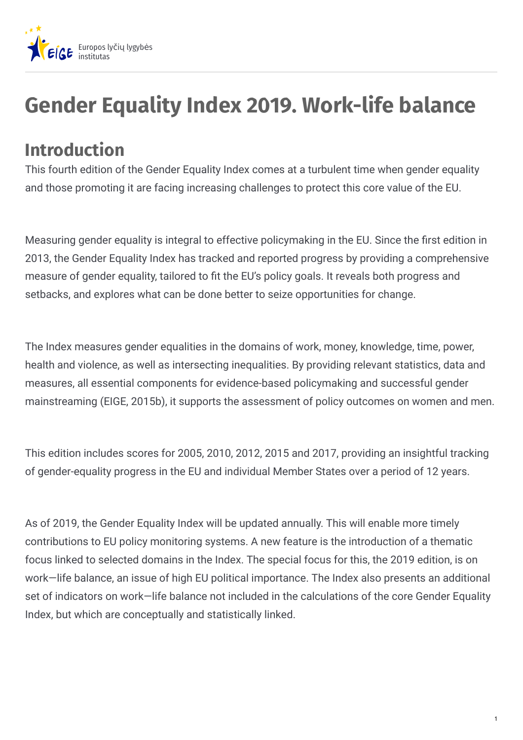# Gender Equality Index 2019. Work-life balance

## Introduction

This fourth edition of the Gender Equality Index comes at a turbulent time when gender equality and those promoting it are facing increasing challenges to protect this core value of the EU.

Measuring gender equality is integral to effective policymaking in the EU. Since the first edition in 2013, the Gender Equality Index has tracked and reported progress by providing a comprehensive measure of gender equality, tailored to fit the EU's policy goals. It reveals both progress and setbacks, and explores what can be done better to seize opportunities for change.

The Index measures gender equalities in the domains of work, money, knowledge, time, power, health and violence, as well as intersecting inequalities. By providing relevant statistics, data and measures, all essential components for evidence-based policymaking and successful gender mainstreaming (EIGE, 2015b), it supports the assessment of policy outcomes on women and men.

This edition includes scores for 2005, 2010, 2012, 2015 and 2017, providing an insightful tracking of gender-equality progress in the EU and individual Member States over a period of 12 years.

As of 2019, the Gender Equality Index will be updated annually. This will enable more timely contributions to EU policy monitoring systems. A new feature is the introduction of a thematic focus linked to selected domains in the Index. The special focus for this, the 2019 edition, is on work—life balance, an issue of high EU political importance. The Index also presents an additional set of indicators on work—life balance not included in the calculations of the core Gender Equality Index, but which are conceptually and statistically linked.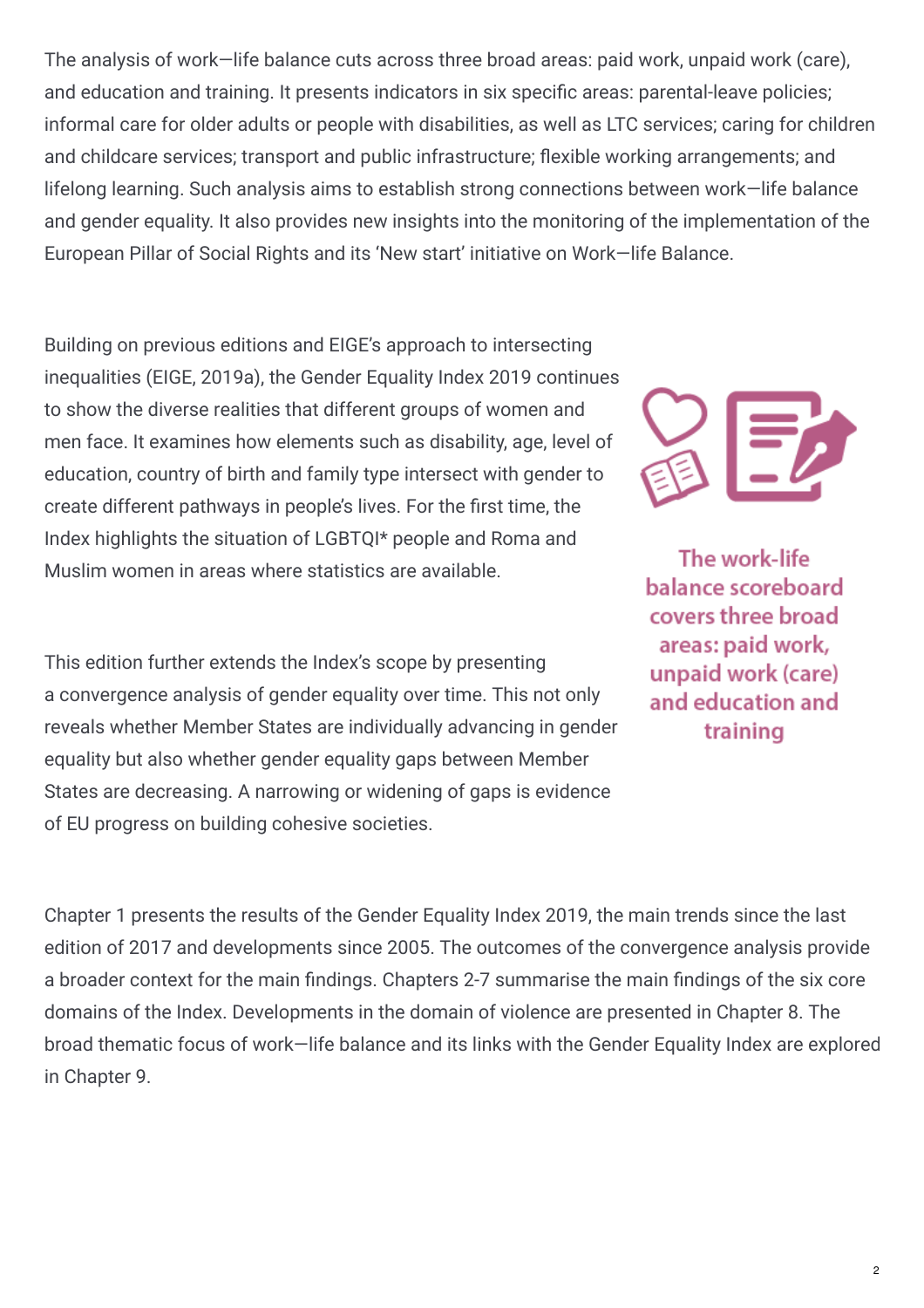The analysis of work—life balance cuts across three broad areas: paid work, unpaid work (care), and education and training. It presents indicators in six specific areas: parental-leave policies; informal care for older adults or people with disabilities, as well as LTC services; caring for children and childcare services; transport and public infrastructure; flexible working arrangements; and lifelong learning. Such analysis aims to establish strong connections between work—life balance and gender equality. It also provides new insights into the monitoring of the implementation of the European Pillar of Social Rights and its 'New start' initiative on Work—life Balance.

Building on previous editions and EIGE's approach to intersecting inequalities (EIGE, 2019a), the Gender Equality Index 2019 continues to show the diverse realities that different groups of women and men face. It examines how elements such as disability, age, level of education, country of birth and family type intersect with gender to create different pathways in people's lives. For the first time, the Index highlights the situation of LGBTQI* people and Roma and Muslim women in areas where statistics are available.

**The work-life balance scoreboard covers three broad areas: paid work, unpaid work (care) and education and training**

This edition further extends the Index's scope by presenting a convergence analysis of gender equality over time. This not only reveals whether Member States are individually advancing in gender equality but also whether gender equality gaps between Member States are decreasing. A narrowing or widening of gaps is evidence of EU progress on building cohesive societies.

Chapter 1 presents the results of the Gender Equality Index 2019, the main trends since the last edition of 2017 and developments since 2005. The outcomes of the convergence analysis provide a broader context for the main findings. Chapters 2-7 summarise the main findings of the six core domains of the Index. Developments in the domain of violence are presented in Chapter 8. The broad thematic focus of work—life balance and its links with the Gender Equality Index are explored in Chapter 9.